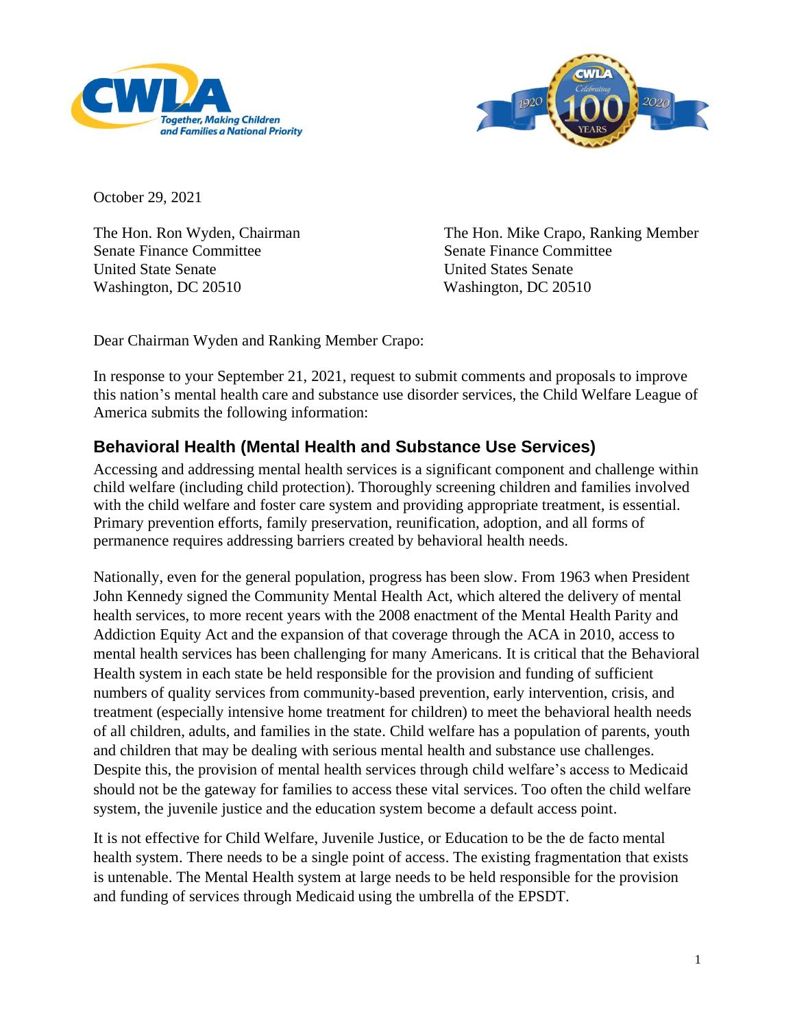October 29, 2021

The Hon. Ron Wyden, Chairman
Senate Finance Committee
United State Senate
Washington, DC 20510

The Hon. Mike Crapo, Ranking Member
Senate Finance Committee
United States Senate
Washington, DC 20510

Dear Chairman Wyden and Ranking Member Crapo:

In response to your September 21, 2021, request to submit comments and proposals to improve this nation's mental health care and substance use disorder services, the Child Welfare League of America submits the following information:

## Behavioral Health (Mental Health and Substance Use Services)

Accessing and addressing mental health services is a significant component and challenge within child welfare (including child protection). Thoroughly screening children and families involved with the child welfare and foster care system and providing appropriate treatment, is essential. Primary prevention efforts, family preservation, reunification, adoption, and all forms of permanence requires addressing barriers created by behavioral health needs.

Nationally, even for the general population, progress has been slow. From 1963 when President John Kennedy signed the Community Mental Health Act, which altered the delivery of mental health services, to more recent years with the 2008 enactment of the Mental Health Parity and Addiction Equity Act and the expansion of that coverage through the ACA in 2010, access to mental health services has been challenging for many Americans. It is critical that the Behavioral Health system in each state be held responsible for the provision and funding of sufficient numbers of quality services from community-based prevention, early intervention, crisis, and treatment (especially intensive home treatment for children) to meet the behavioral health needs of all children, adults, and families in the state. Child welfare has a population of parents, youth and children that may be dealing with serious mental health and substance use challenges. Despite this, the provision of mental health services through child welfare's access to Medicaid should not be the gateway for families to access these vital services. Too often the child welfare system, the juvenile justice and the education system become a default access point.

It is not effective for Child Welfare, Juvenile Justice, or Education to be the de facto mental health system. There needs to be a single point of access. The existing fragmentation that exists is untenable. The Mental Health system at large needs to be held responsible for the provision and funding of services through Medicaid using the umbrella of the EPSDT.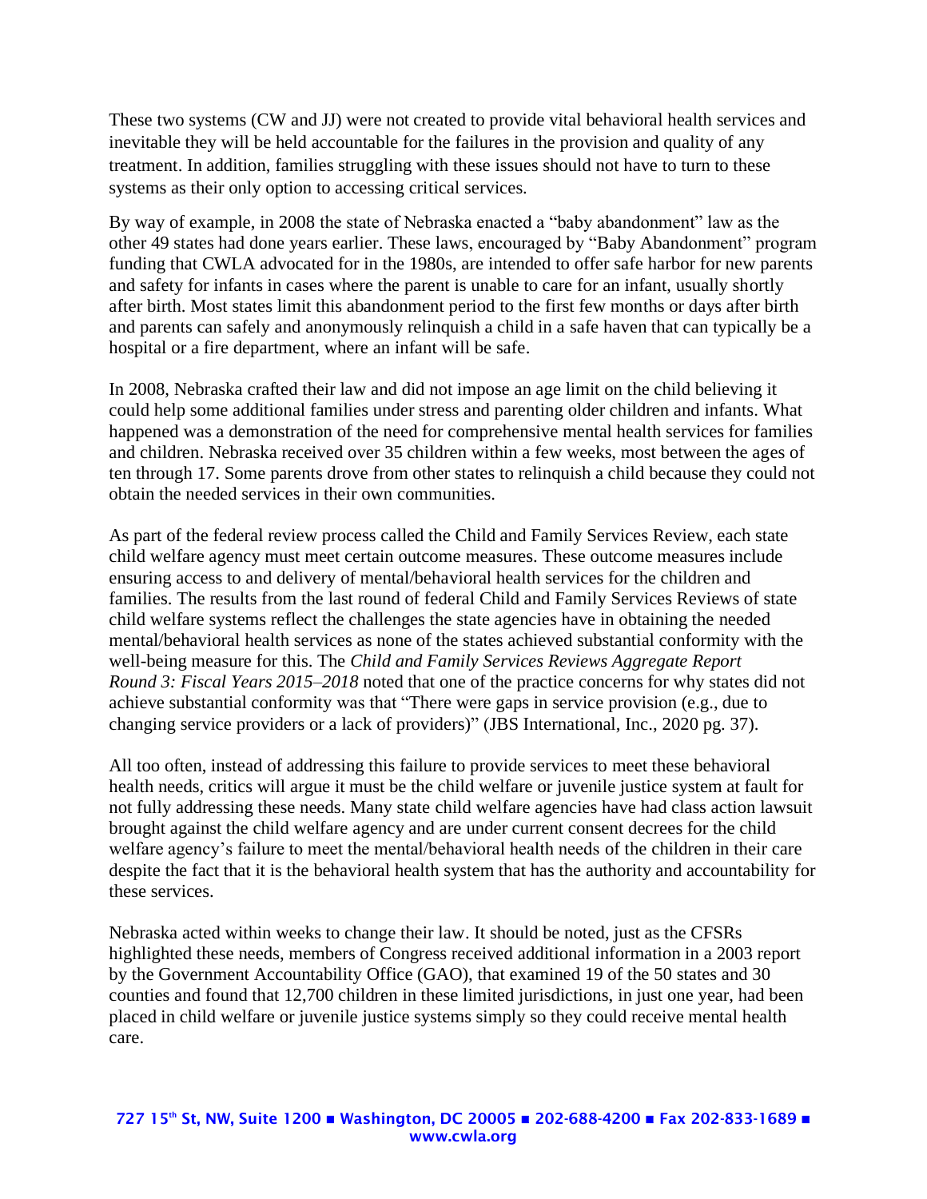These two systems (CW and JJ) were not created to provide vital behavioral health services and inevitable they will be held accountable for the failures in the provision and quality of any treatment. In addition, families struggling with these issues should not have to turn to these systems as their only option to accessing critical services.

By way of example, in 2008 the state of Nebraska enacted a "baby abandonment" law as the other 49 states had done years earlier. These laws, encouraged by "Baby Abandonment" program funding that CWLA advocated for in the 1980s, are intended to offer safe harbor for new parents and safety for infants in cases where the parent is unable to care for an infant, usually shortly after birth. Most states limit this abandonment period to the first few months or days after birth and parents can safely and anonymously relinquish a child in a safe haven that can typically be a hospital or a fire department, where an infant will be safe.

In 2008, Nebraska crafted their law and did not impose an age limit on the child believing it could help some additional families under stress and parenting older children and infants. What happened was a demonstration of the need for comprehensive mental health services for families and children. Nebraska received over 35 children within a few weeks, most between the ages of ten through 17. Some parents drove from other states to relinquish a child because they could not obtain the needed services in their own communities.

As part of the federal review process called the Child and Family Services Review, each state child welfare agency must meet certain outcome measures. These outcome measures include ensuring access to and delivery of mental/behavioral health services for the children and families. The results from the last round of federal Child and Family Services Reviews of state child welfare systems reflect the challenges the state agencies have in obtaining the needed mental/behavioral health services as none of the states achieved substantial conformity with the well-being measure for this. The *Child and Family Services Reviews Aggregate Report Round 3: Fiscal Years 2015–2018* noted that one of the practice concerns for why states did not achieve substantial conformity was that "There were gaps in service provision (e.g., due to changing service providers or a lack of providers)" (JBS International, Inc., 2020 pg. 37).

All too often, instead of addressing this failure to provide services to meet these behavioral health needs, critics will argue it must be the child welfare or juvenile justice system at fault for not fully addressing these needs. Many state child welfare agencies have had class action lawsuit brought against the child welfare agency and are under current consent decrees for the child welfare agency's failure to meet the mental/behavioral health needs of the children in their care despite the fact that it is the behavioral health system that has the authority and accountability for these services.

Nebraska acted within weeks to change their law. It should be noted, just as the CFSRs highlighted these needs, members of Congress received additional information in a 2003 report by the Government Accountability Office (GAO), that examined 19 of the 50 states and 30 counties and found that 12,700 children in these limited jurisdictions, in just one year, had been placed in child welfare or juvenile justice systems simply so they could receive mental health care.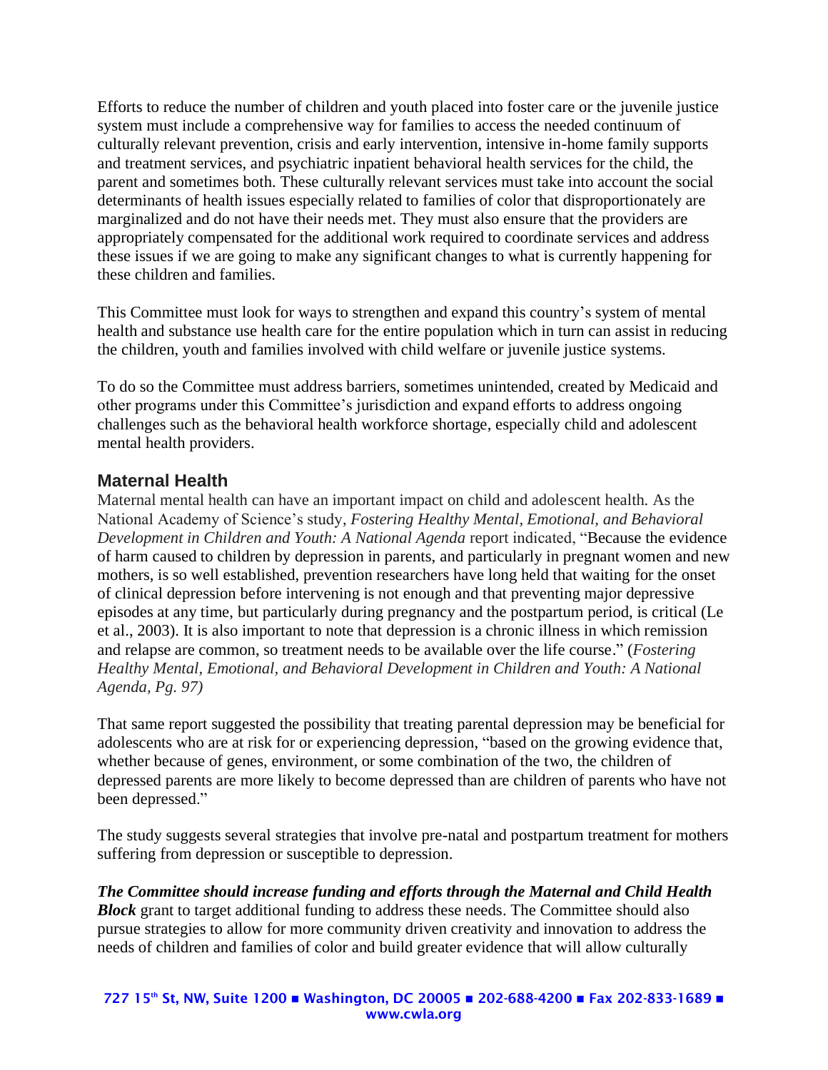Efforts to reduce the number of children and youth placed into foster care or the juvenile justice system must include a comprehensive way for families to access the needed continuum of culturally relevant prevention, crisis and early intervention, intensive in-home family supports and treatment services, and psychiatric inpatient behavioral health services for the child, the parent and sometimes both. These culturally relevant services must take into account the social determinants of health issues especially related to families of color that disproportionately are marginalized and do not have their needs met. They must also ensure that the providers are appropriately compensated for the additional work required to coordinate services and address these issues if we are going to make any significant changes to what is currently happening for these children and families.

This Committee must look for ways to strengthen and expand this country's system of mental health and substance use health care for the entire population which in turn can assist in reducing the children, youth and families involved with child welfare or juvenile justice systems.

To do so the Committee must address barriers, sometimes unintended, created by Medicaid and other programs under this Committee's jurisdiction and expand efforts to address ongoing challenges such as the behavioral health workforce shortage, especially child and adolescent mental health providers.

## Maternal Health

Maternal mental health can have an important impact on child and adolescent health. As the National Academy of Science's study, *Fostering Healthy Mental, Emotional, and Behavioral Development in Children and Youth: A National Agenda* report indicated, "Because the evidence of harm caused to children by depression in parents, and particularly in pregnant women and new mothers, is so well established, prevention researchers have long held that waiting for the onset of clinical depression before intervening is not enough and that preventing major depressive episodes at any time, but particularly during pregnancy and the postpartum period, is critical (Le et al., 2003). It is also important to note that depression is a chronic illness in which remission and relapse are common, so treatment needs to be available over the life course." (*Fostering Healthy Mental, Emotional, and Behavioral Development in Children and Youth: A National Agenda, Pg. 97)*

That same report suggested the possibility that treating parental depression may be beneficial for adolescents who are at risk for or experiencing depression, "based on the growing evidence that, whether because of genes, environment, or some combination of the two, the children of depressed parents are more likely to become depressed than are children of parents who have not been depressed."

The study suggests several strategies that involve pre-natal and postpartum treatment for mothers suffering from depression or susceptible to depression.

***The Committee should increase funding and efforts through the Maternal and Child Health Block*** grant to target additional funding to address these needs. The Committee should also pursue strategies to allow for more community driven creativity and innovation to address the needs of children and families of color and build greater evidence that will allow culturally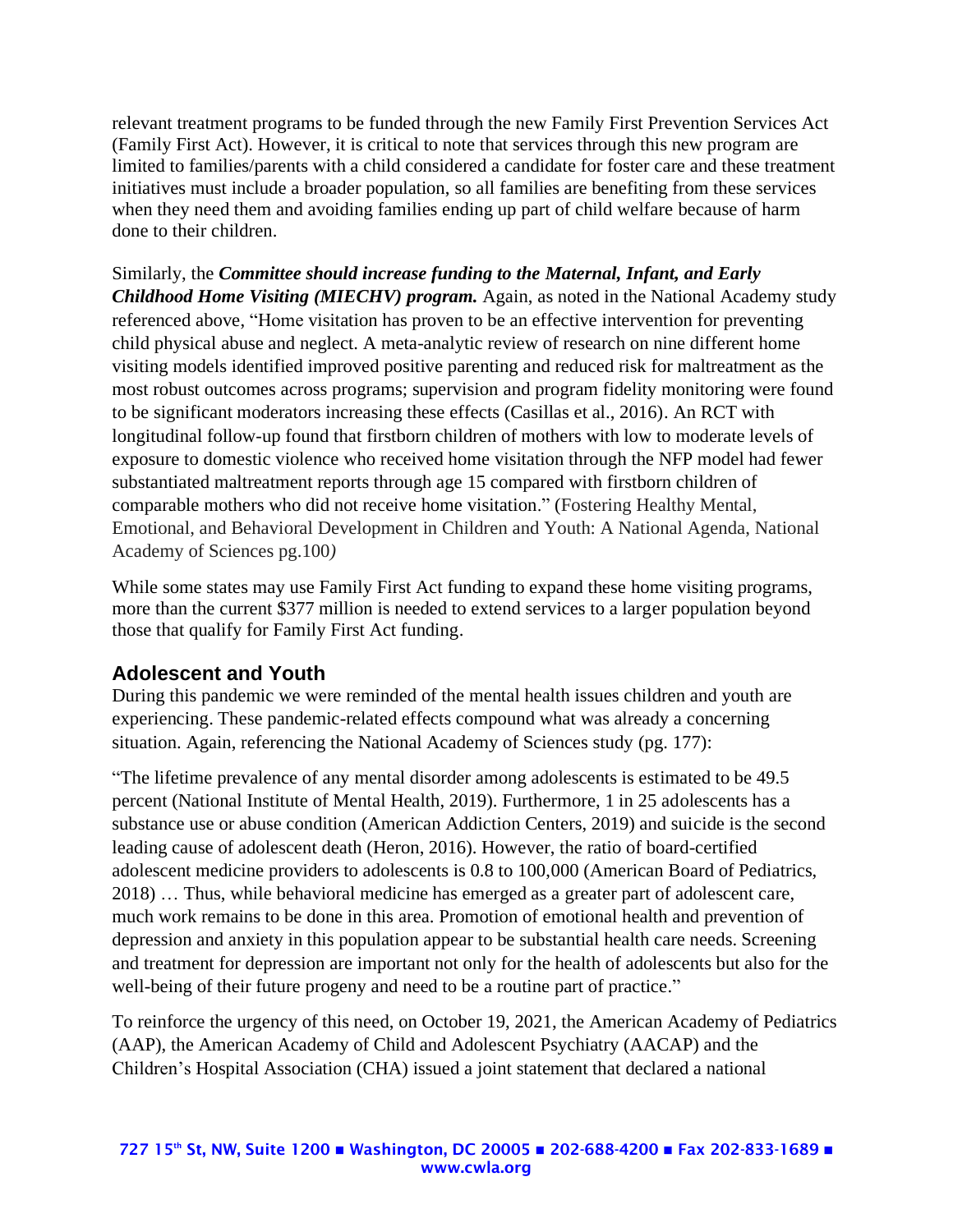relevant treatment programs to be funded through the new Family First Prevention Services Act (Family First Act). However, it is critical to note that services through this new program are limited to families/parents with a child considered a candidate for foster care and these treatment initiatives must include a broader population, so all families are benefiting from these services when they need them and avoiding families ending up part of child welfare because of harm done to their children.

Similarly, the ***Committee should increase funding to the Maternal, Infant, and Early Childhood Home Visiting (MIECHV) program.*** Again, as noted in the National Academy study referenced above, "Home visitation has proven to be an effective intervention for preventing child physical abuse and neglect. A meta-analytic review of research on nine different home visiting models identified improved positive parenting and reduced risk for maltreatment as the most robust outcomes across programs; supervision and program fidelity monitoring were found to be significant moderators increasing these effects (Casillas et al., 2016). An RCT with longitudinal follow-up found that firstborn children of mothers with low to moderate levels of exposure to domestic violence who received home visitation through the NFP model had fewer substantiated maltreatment reports through age 15 compared with firstborn children of comparable mothers who did not receive home visitation." (Fostering Healthy Mental, Emotional, and Behavioral Development in Children and Youth: A National Agenda, National Academy of Sciences pg.100*)*

While some states may use Family First Act funding to expand these home visiting programs, more than the current $377 million is needed to extend services to a larger population beyond those that qualify for Family First Act funding.

## Adolescent and Youth

During this pandemic we were reminded of the mental health issues children and youth are experiencing. These pandemic-related effects compound what was already a concerning situation. Again, referencing the National Academy of Sciences study (pg. 177):

"The lifetime prevalence of any mental disorder among adolescents is estimated to be 49.5 percent (National Institute of Mental Health, 2019). Furthermore, 1 in 25 adolescents has a substance use or abuse condition (American Addiction Centers, 2019) and suicide is the second leading cause of adolescent death (Heron, 2016). However, the ratio of board-certified adolescent medicine providers to adolescents is 0.8 to 100,000 (American Board of Pediatrics, 2018) … Thus, while behavioral medicine has emerged as a greater part of adolescent care, much work remains to be done in this area. Promotion of emotional health and prevention of depression and anxiety in this population appear to be substantial health care needs. Screening and treatment for depression are important not only for the health of adolescents but also for the well-being of their future progeny and need to be a routine part of practice."

To reinforce the urgency of this need, on October 19, 2021, the American Academy of Pediatrics (AAP), the American Academy of Child and Adolescent Psychiatry (AACAP) and the Children's Hospital Association (CHA) issued a joint statement that declared a national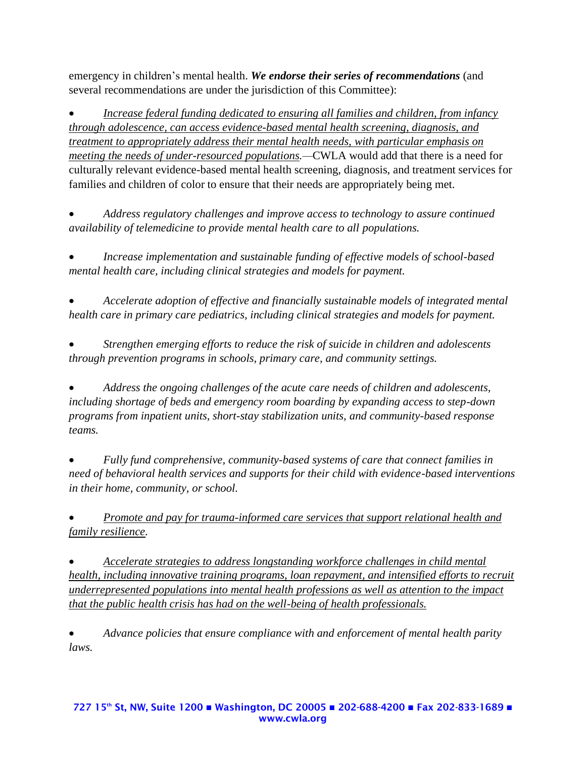emergency in children's mental health. ***We endorse their series of recommendations*** (and several recommendations are under the jurisdiction of this Committee):

- <u>*Increase federal funding dedicated to ensuring all families and children, from infancy through adolescence, can access evidence-based mental health screening, diagnosis, and treatment to appropriately address their mental health needs, with particular emphasis on meeting the needs of under-resourced populations.*</u>—CWLA would add that there is a need for culturally relevant evidence-based mental health screening, diagnosis, and treatment services for families and children of color to ensure that their needs are appropriately being met.

- *Address regulatory challenges and improve access to technology to assure continued availability of telemedicine to provide mental health care to all populations.*

- *Increase implementation and sustainable funding of effective models of school-based mental health care, including clinical strategies and models for payment.*

- *Accelerate adoption of effective and financially sustainable models of integrated mental health care in primary care pediatrics, including clinical strategies and models for payment.*

- *Strengthen emerging efforts to reduce the risk of suicide in children and adolescents through prevention programs in schools, primary care, and community settings.*

- *Address the ongoing challenges of the acute care needs of children and adolescents, including shortage of beds and emergency room boarding by expanding access to step-down programs from inpatient units, short-stay stabilization units, and community-based response teams.*

- *Fully fund comprehensive, community-based systems of care that connect families in need of behavioral health services and supports for their child with evidence-based interventions in their home, community, or school.*

- <u>*Promote and pay for trauma-informed care services that support relational health and family resilience*</u>*.*

- <u>*Accelerate strategies to address longstanding workforce challenges in child mental health, including innovative training programs, loan repayment, and intensified efforts to recruit underrepresented populations into mental health professions as well as attention to the impact that the public health crisis has had on the well-being of health professionals.*</u>

- *Advance policies that ensure compliance with and enforcement of mental health parity laws.*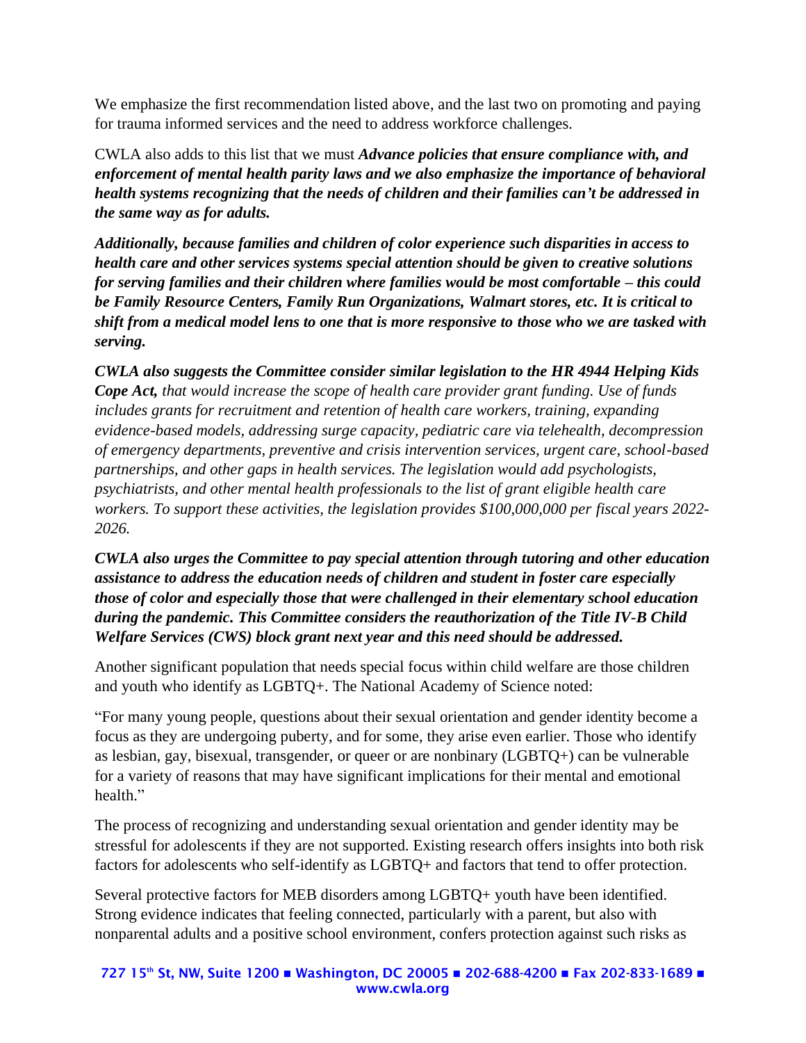We emphasize the first recommendation listed above, and the last two on promoting and paying for trauma informed services and the need to address workforce challenges.

CWLA also adds to this list that we must ***Advance policies that ensure compliance with, and enforcement of mental health parity laws and we also emphasize the importance of behavioral health systems recognizing that the needs of children and their families can't be addressed in the same way as for adults.***

***Additionally, because families and children of color experience such disparities in access to health care and other services systems special attention should be given to creative solutions for serving families and their children where families would be most comfortable – this could be Family Resource Centers, Family Run Organizations, Walmart stores, etc. It is critical to shift from a medical model lens to one that is more responsive to those who we are tasked with serving.***

***CWLA also suggests the Committee consider similar legislation to the HR 4944 Helping Kids Cope Act,*** *that would increase the scope of health care provider grant funding. Use of funds includes grants for recruitment and retention of health care workers, training, expanding evidence-based models, addressing surge capacity, pediatric care via telehealth, decompression of emergency departments, preventive and crisis intervention services, urgent care, school-based partnerships, and other gaps in health services. The legislation would add psychologists, psychiatrists, and other mental health professionals to the list of grant eligible health care workers. To support these activities, the legislation provides $100,000,000 per fiscal years 2022-2026.*

***CWLA also urges the Committee to pay special attention through tutoring and other education assistance to address the education needs of children and student in foster care especially those of color and especially those that were challenged in their elementary school education during the pandemic. This Committee considers the reauthorization of the Title IV-B Child Welfare Services (CWS) block grant next year and this need should be addressed.***

Another significant population that needs special focus within child welfare are those children and youth who identify as LGBTQ+. The National Academy of Science noted:

"For many young people, questions about their sexual orientation and gender identity become a focus as they are undergoing puberty, and for some, they arise even earlier. Those who identify as lesbian, gay, bisexual, transgender, or queer or are nonbinary (LGBTQ+) can be vulnerable for a variety of reasons that may have significant implications for their mental and emotional health."

The process of recognizing and understanding sexual orientation and gender identity may be stressful for adolescents if they are not supported. Existing research offers insights into both risk factors for adolescents who self-identify as LGBTQ+ and factors that tend to offer protection.

Several protective factors for MEB disorders among LGBTQ+ youth have been identified. Strong evidence indicates that feeling connected, particularly with a parent, but also with nonparental adults and a positive school environment, confers protection against such risks as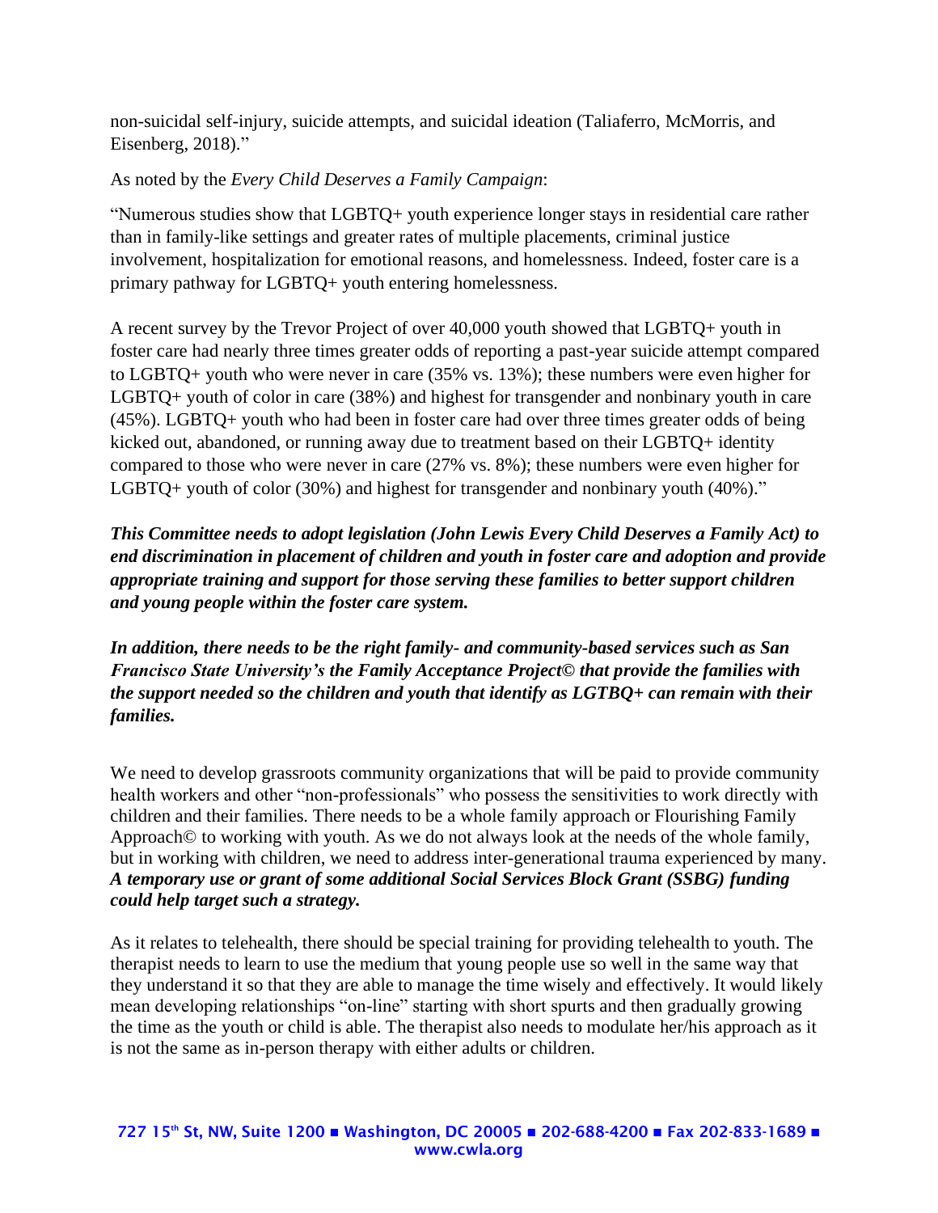non-suicidal self-injury, suicide attempts, and suicidal ideation (Taliaferro, McMorris, and Eisenberg, 2018)."

As noted by the *Every Child Deserves a Family Campaign*:

"Numerous studies show that LGBTQ+ youth experience longer stays in residential care rather than in family-like settings and greater rates of multiple placements, criminal justice involvement, hospitalization for emotional reasons, and homelessness. Indeed, foster care is a primary pathway for LGBTQ+ youth entering homelessness.

A recent survey by the Trevor Project of over 40,000 youth showed that LGBTQ+ youth in foster care had nearly three times greater odds of reporting a past-year suicide attempt compared to LGBTQ+ youth who were never in care (35% vs. 13%); these numbers were even higher for LGBTQ+ youth of color in care (38%) and highest for transgender and nonbinary youth in care (45%). LGBTQ+ youth who had been in foster care had over three times greater odds of being kicked out, abandoned, or running away due to treatment based on their LGBTQ+ identity compared to those who were never in care (27% vs. 8%); these numbers were even higher for LGBTQ+ youth of color (30%) and highest for transgender and nonbinary youth (40%)."

***This Committee needs to adopt legislation (John Lewis Every Child Deserves a Family Act) to end discrimination in placement of children and youth in foster care and adoption and provide appropriate training and support for those serving these families to better support children and young people within the foster care system.***

***In addition, there needs to be the right family- and community-based services such as San Francisco State University's the Family Acceptance Project© that provide the families with the support needed so the children and youth that identify as LGTBQ+ can remain with their families.***

We need to develop grassroots community organizations that will be paid to provide community health workers and other "non-professionals" who possess the sensitivities to work directly with children and their families. There needs to be a whole family approach or Flourishing Family Approach© to working with youth. As we do not always look at the needs of the whole family, but in working with children, we need to address inter-generational trauma experienced by many. ***A temporary use or grant of some additional Social Services Block Grant (SSBG) funding could help target such a strategy.***

As it relates to telehealth, there should be special training for providing telehealth to youth. The therapist needs to learn to use the medium that young people use so well in the same way that they understand it so that they are able to manage the time wisely and effectively. It would likely mean developing relationships "on-line" starting with short spurts and then gradually growing the time as the youth or child is able. The therapist also needs to modulate her/his approach as it is not the same as in-person therapy with either adults or children.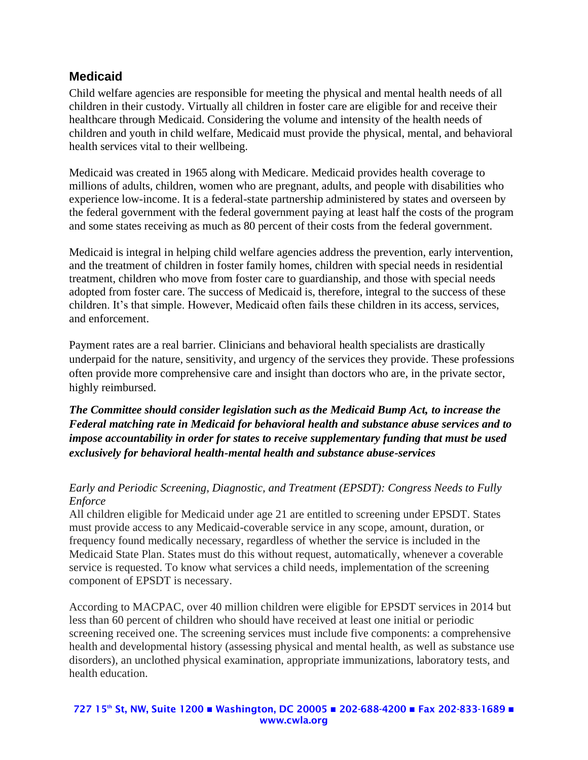## Medicaid

Child welfare agencies are responsible for meeting the physical and mental health needs of all children in their custody. Virtually all children in foster care are eligible for and receive their healthcare through Medicaid. Considering the volume and intensity of the health needs of children and youth in child welfare, Medicaid must provide the physical, mental, and behavioral health services vital to their wellbeing.

Medicaid was created in 1965 along with Medicare. Medicaid provides health coverage to millions of adults, children, women who are pregnant, adults, and people with disabilities who experience low-income. It is a federal-state partnership administered by states and overseen by the federal government with the federal government paying at least half the costs of the program and some states receiving as much as 80 percent of their costs from the federal government.

Medicaid is integral in helping child welfare agencies address the prevention, early intervention, and the treatment of children in foster family homes, children with special needs in residential treatment, children who move from foster care to guardianship, and those with special needs adopted from foster care. The success of Medicaid is, therefore, integral to the success of these children. It's that simple. However, Medicaid often fails these children in its access, services, and enforcement.

Payment rates are a real barrier. Clinicians and behavioral health specialists are drastically underpaid for the nature, sensitivity, and urgency of the services they provide. These professions often provide more comprehensive care and insight than doctors who are, in the private sector, highly reimbursed.

***The Committee should consider legislation such as the Medicaid Bump Act, to increase the Federal matching rate in Medicaid for behavioral health and substance abuse services and to impose accountability in order for states to receive supplementary funding that must be used exclusively for behavioral health-mental health and substance abuse-services***

*Early and Periodic Screening, Diagnostic, and Treatment (EPSDT): Congress Needs to Fully Enforce*

All children eligible for Medicaid under age 21 are entitled to screening under EPSDT. States must provide access to any Medicaid-coverable service in any scope, amount, duration, or frequency found medically necessary, regardless of whether the service is included in the Medicaid State Plan. States must do this without request, automatically, whenever a coverable service is requested. To know what services a child needs, implementation of the screening component of EPSDT is necessary.

According to MACPAC, over 40 million children were eligible for EPSDT services in 2014 but less than 60 percent of children who should have received at least one initial or periodic screening received one. The screening services must include five components: a comprehensive health and developmental history (assessing physical and mental health, as well as substance use disorders), an unclothed physical examination, appropriate immunizations, laboratory tests, and health education.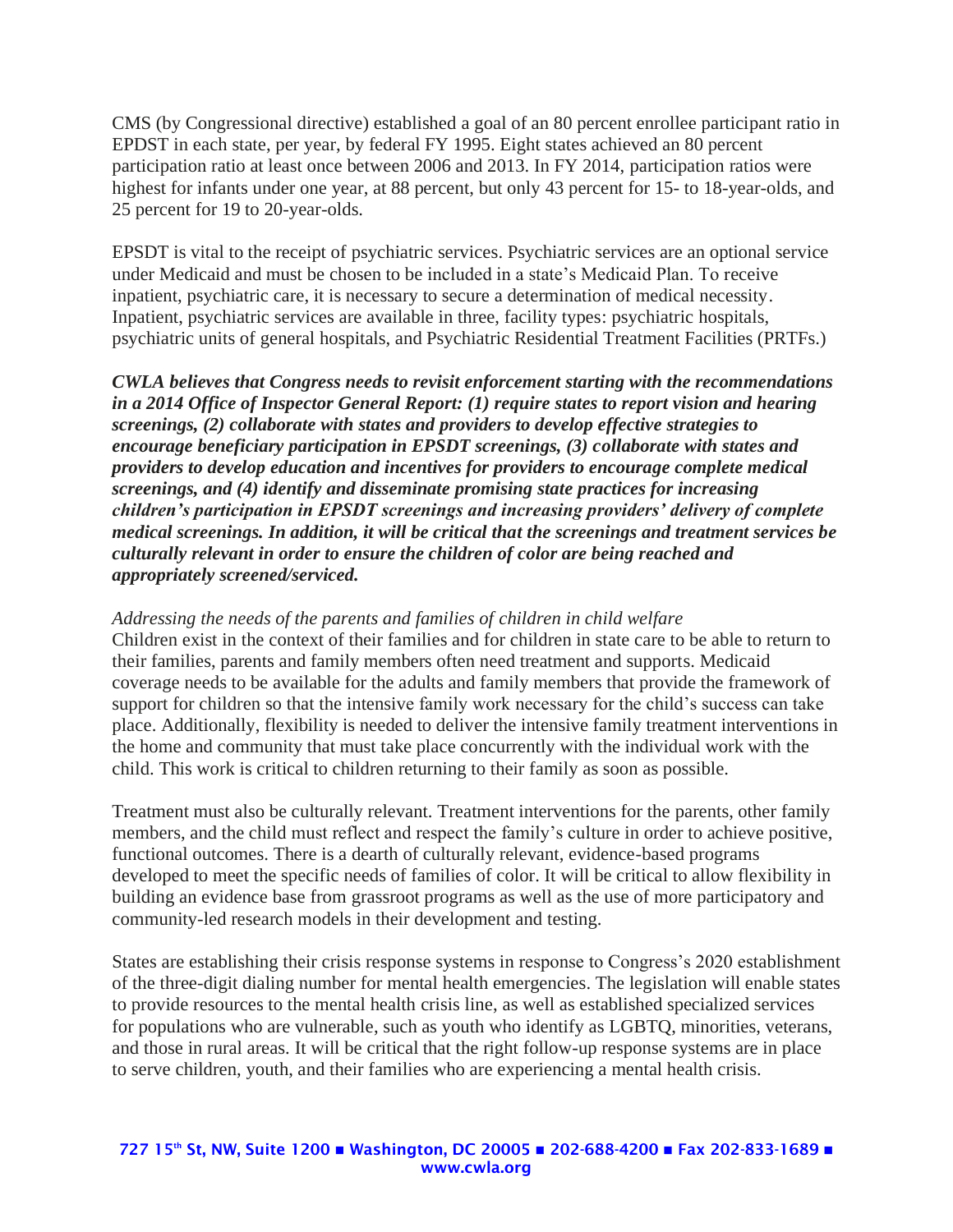CMS (by Congressional directive) established a goal of an 80 percent enrollee participant ratio in EPDST in each state, per year, by federal FY 1995. Eight states achieved an 80 percent participation ratio at least once between 2006 and 2013. In FY 2014, participation ratios were highest for infants under one year, at 88 percent, but only 43 percent for 15- to 18-year-olds, and 25 percent for 19 to 20-year-olds.

EPSDT is vital to the receipt of psychiatric services. Psychiatric services are an optional service under Medicaid and must be chosen to be included in a state's Medicaid Plan. To receive inpatient, psychiatric care, it is necessary to secure a determination of medical necessity. Inpatient, psychiatric services are available in three, facility types: psychiatric hospitals, psychiatric units of general hospitals, and Psychiatric Residential Treatment Facilities (PRTFs.)

***CWLA believes that Congress needs to revisit enforcement starting with the recommendations in a 2014 Office of Inspector General Report: (1) require states to report vision and hearing screenings, (2) collaborate with states and providers to develop effective strategies to encourage beneficiary participation in EPSDT screenings, (3) collaborate with states and providers to develop education and incentives for providers to encourage complete medical screenings, and (4) identify and disseminate promising state practices for increasing children's participation in EPSDT screenings and increasing providers' delivery of complete medical screenings. In addition, it will be critical that the screenings and treatment services be culturally relevant in order to ensure the children of color are being reached and appropriately screened/serviced.***

*Addressing the needs of the parents and families of children in child welfare*

Children exist in the context of their families and for children in state care to be able to return to their families, parents and family members often need treatment and supports. Medicaid coverage needs to be available for the adults and family members that provide the framework of support for children so that the intensive family work necessary for the child's success can take place. Additionally, flexibility is needed to deliver the intensive family treatment interventions in the home and community that must take place concurrently with the individual work with the child. This work is critical to children returning to their family as soon as possible.

Treatment must also be culturally relevant. Treatment interventions for the parents, other family members, and the child must reflect and respect the family's culture in order to achieve positive, functional outcomes. There is a dearth of culturally relevant, evidence-based programs developed to meet the specific needs of families of color. It will be critical to allow flexibility in building an evidence base from grassroot programs as well as the use of more participatory and community-led research models in their development and testing.

States are establishing their crisis response systems in response to Congress's 2020 establishment of the three-digit dialing number for mental health emergencies. The legislation will enable states to provide resources to the mental health crisis line, as well as established specialized services for populations who are vulnerable, such as youth who identify as LGBTQ, minorities, veterans, and those in rural areas. It will be critical that the right follow-up response systems are in place to serve children, youth, and their families who are experiencing a mental health crisis.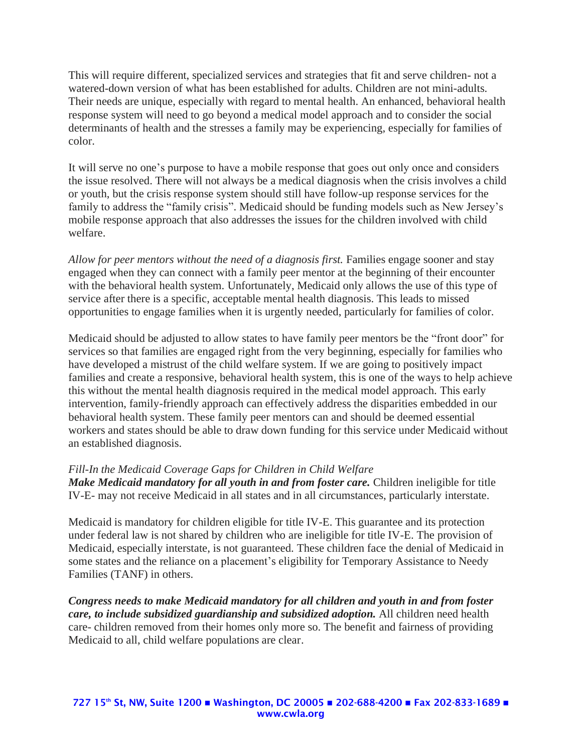This will require different, specialized services and strategies that fit and serve children- not a watered-down version of what has been established for adults. Children are not mini-adults. Their needs are unique, especially with regard to mental health. An enhanced, behavioral health response system will need to go beyond a medical model approach and to consider the social determinants of health and the stresses a family may be experiencing, especially for families of color.

It will serve no one's purpose to have a mobile response that goes out only once and considers the issue resolved. There will not always be a medical diagnosis when the crisis involves a child or youth, but the crisis response system should still have follow-up response services for the family to address the "family crisis". Medicaid should be funding models such as New Jersey's mobile response approach that also addresses the issues for the children involved with child welfare.

*Allow for peer mentors without the need of a diagnosis first.* Families engage sooner and stay engaged when they can connect with a family peer mentor at the beginning of their encounter with the behavioral health system. Unfortunately, Medicaid only allows the use of this type of service after there is a specific, acceptable mental health diagnosis. This leads to missed opportunities to engage families when it is urgently needed, particularly for families of color.

Medicaid should be adjusted to allow states to have family peer mentors be the "front door" for services so that families are engaged right from the very beginning, especially for families who have developed a mistrust of the child welfare system. If we are going to positively impact families and create a responsive, behavioral health system, this is one of the ways to help achieve this without the mental health diagnosis required in the medical model approach. This early intervention, family-friendly approach can effectively address the disparities embedded in our behavioral health system. These family peer mentors can and should be deemed essential workers and states should be able to draw down funding for this service under Medicaid without an established diagnosis.

*Fill-In the Medicaid Coverage Gaps for Children in Child Welfare*
***Make Medicaid mandatory for all youth in and from foster care.*** Children ineligible for title IV-E- may not receive Medicaid in all states and in all circumstances, particularly interstate.

Medicaid is mandatory for children eligible for title IV-E. This guarantee and its protection under federal law is not shared by children who are ineligible for title IV-E. The provision of Medicaid, especially interstate, is not guaranteed. These children face the denial of Medicaid in some states and the reliance on a placement's eligibility for Temporary Assistance to Needy Families (TANF) in others.

***Congress needs to make Medicaid mandatory for all children and youth in and from foster care, to include subsidized guardianship and subsidized adoption.*** All children need health care- children removed from their homes only more so. The benefit and fairness of providing Medicaid to all, child welfare populations are clear.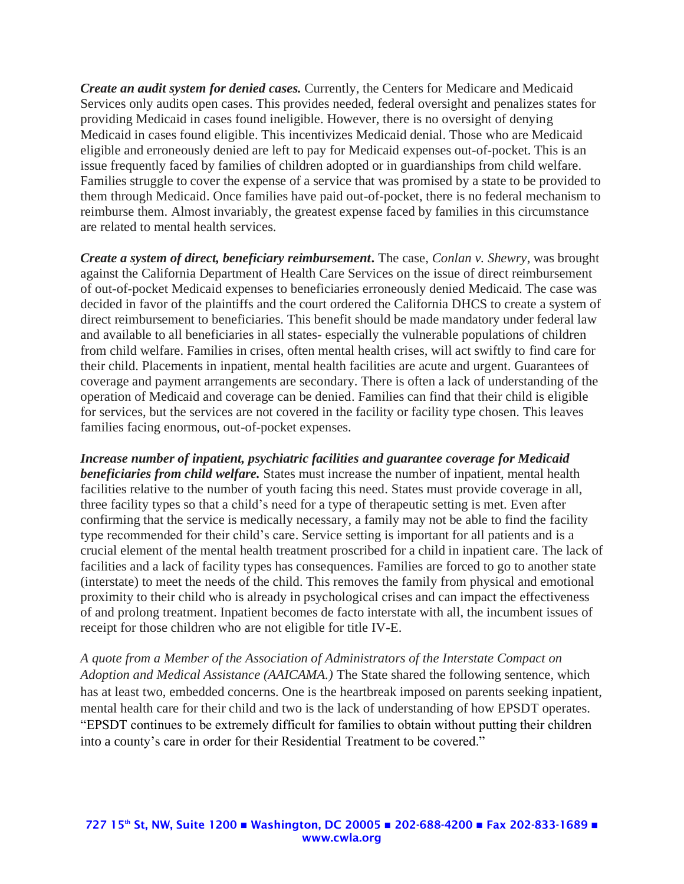***Create an audit system for denied cases.*** Currently, the Centers for Medicare and Medicaid Services only audits open cases. This provides needed, federal oversight and penalizes states for providing Medicaid in cases found ineligible. However, there is no oversight of denying Medicaid in cases found eligible. This incentivizes Medicaid denial. Those who are Medicaid eligible and erroneously denied are left to pay for Medicaid expenses out-of-pocket. This is an issue frequently faced by families of children adopted or in guardianships from child welfare. Families struggle to cover the expense of a service that was promised by a state to be provided to them through Medicaid. Once families have paid out-of-pocket, there is no federal mechanism to reimburse them. Almost invariably, the greatest expense faced by families in this circumstance are related to mental health services.

***Create a system of direct, beneficiary reimbursement*.** The case, *Conlan v. Shewry*, was brought against the California Department of Health Care Services on the issue of direct reimbursement of out-of-pocket Medicaid expenses to beneficiaries erroneously denied Medicaid. The case was decided in favor of the plaintiffs and the court ordered the California DHCS to create a system of direct reimbursement to beneficiaries. This benefit should be made mandatory under federal law and available to all beneficiaries in all states- especially the vulnerable populations of children from child welfare. Families in crises, often mental health crises, will act swiftly to find care for their child. Placements in inpatient, mental health facilities are acute and urgent. Guarantees of coverage and payment arrangements are secondary. There is often a lack of understanding of the operation of Medicaid and coverage can be denied. Families can find that their child is eligible for services, but the services are not covered in the facility or facility type chosen. This leaves families facing enormous, out-of-pocket expenses.

***Increase number of inpatient, psychiatric facilities and guarantee coverage for Medicaid beneficiaries from child welfare.*** States must increase the number of inpatient, mental health facilities relative to the number of youth facing this need. States must provide coverage in all, three facility types so that a child's need for a type of therapeutic setting is met. Even after confirming that the service is medically necessary, a family may not be able to find the facility type recommended for their child's care. Service setting is important for all patients and is a crucial element of the mental health treatment proscribed for a child in inpatient care. The lack of facilities and a lack of facility types has consequences. Families are forced to go to another state (interstate) to meet the needs of the child. This removes the family from physical and emotional proximity to their child who is already in psychological crises and can impact the effectiveness of and prolong treatment. Inpatient becomes de facto interstate with all, the incumbent issues of receipt for those children who are not eligible for title IV-E.

*A quote from a Member of the Association of Administrators of the Interstate Compact on Adoption and Medical Assistance (AAICAMA.)* The State shared the following sentence, which has at least two, embedded concerns. One is the heartbreak imposed on parents seeking inpatient, mental health care for their child and two is the lack of understanding of how EPSDT operates. "EPSDT continues to be extremely difficult for families to obtain without putting their children into a county's care in order for their Residential Treatment to be covered."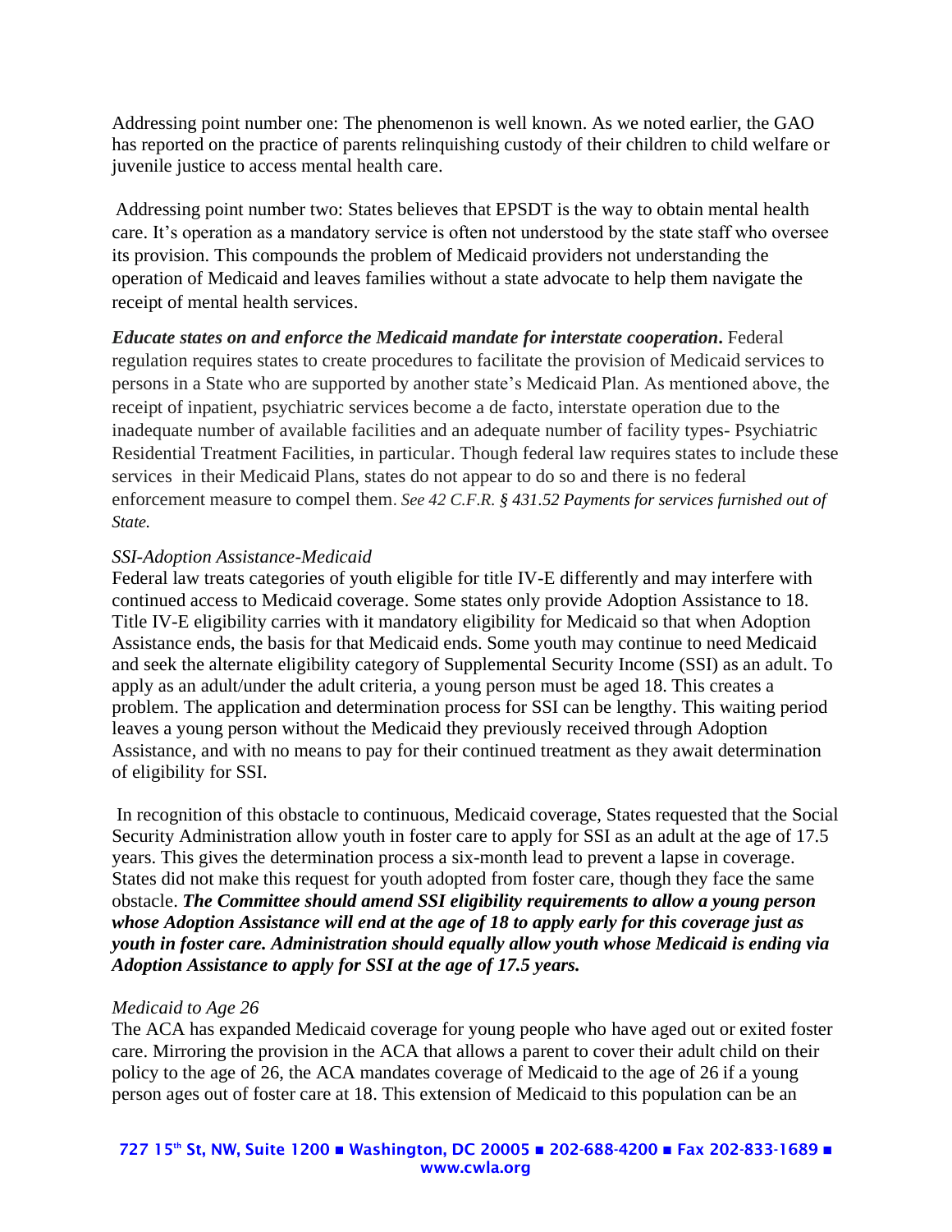Addressing point number one: The phenomenon is well known. As we noted earlier, the GAO has reported on the practice of parents relinquishing custody of their children to child welfare or juvenile justice to access mental health care.

Addressing point number two: States believes that EPSDT is the way to obtain mental health care. It's operation as a mandatory service is often not understood by the state staff who oversee its provision. This compounds the problem of Medicaid providers not understanding the operation of Medicaid and leaves families without a state advocate to help them navigate the receipt of mental health services.

***Educate states on and enforce the Medicaid mandate for interstate cooperation*.** Federal regulation requires states to create procedures to facilitate the provision of Medicaid services to persons in a State who are supported by another state's Medicaid Plan. As mentioned above, the receipt of inpatient, psychiatric services become a de facto, interstate operation due to the inadequate number of available facilities and an adequate number of facility types- Psychiatric Residential Treatment Facilities, in particular. Though federal law requires states to include these services in their Medicaid Plans, states do not appear to do so and there is no federal enforcement measure to compel them. *See 42 C.F.R. § 431.52 Payments for services furnished out of State.*

*SSI-Adoption Assistance-Medicaid*

Federal law treats categories of youth eligible for title IV-E differently and may interfere with continued access to Medicaid coverage. Some states only provide Adoption Assistance to 18. Title IV-E eligibility carries with it mandatory eligibility for Medicaid so that when Adoption Assistance ends, the basis for that Medicaid ends. Some youth may continue to need Medicaid and seek the alternate eligibility category of Supplemental Security Income (SSI) as an adult. To apply as an adult/under the adult criteria, a young person must be aged 18. This creates a problem. The application and determination process for SSI can be lengthy. This waiting period leaves a young person without the Medicaid they previously received through Adoption Assistance, and with no means to pay for their continued treatment as they await determination of eligibility for SSI.

In recognition of this obstacle to continuous, Medicaid coverage, States requested that the Social Security Administration allow youth in foster care to apply for SSI as an adult at the age of 17.5 years. This gives the determination process a six-month lead to prevent a lapse in coverage. States did not make this request for youth adopted from foster care, though they face the same obstacle. ***The Committee should amend SSI eligibility requirements to allow a young person whose Adoption Assistance will end at the age of 18 to apply early for this coverage just as youth in foster care. Administration should equally allow youth whose Medicaid is ending via Adoption Assistance to apply for SSI at the age of 17.5 years.***

*Medicaid to Age 26*

The ACA has expanded Medicaid coverage for young people who have aged out or exited foster care. Mirroring the provision in the ACA that allows a parent to cover their adult child on their policy to the age of 26, the ACA mandates coverage of Medicaid to the age of 26 if a young person ages out of foster care at 18. This extension of Medicaid to this population can be an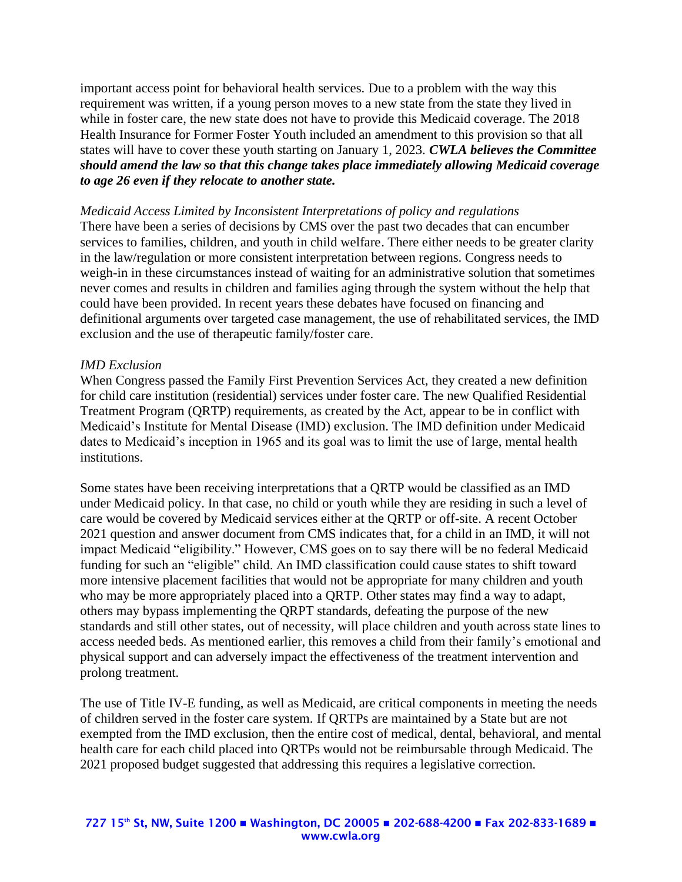important access point for behavioral health services. Due to a problem with the way this requirement was written, if a young person moves to a new state from the state they lived in while in foster care, the new state does not have to provide this Medicaid coverage. The 2018 Health Insurance for Former Foster Youth included an amendment to this provision so that all states will have to cover these youth starting on January 1, 2023. ***CWLA believes the Committee should amend the law so that this change takes place immediately allowing Medicaid coverage to age 26 even if they relocate to another state.***

*Medicaid Access Limited by Inconsistent Interpretations of policy and regulations*
There have been a series of decisions by CMS over the past two decades that can encumber services to families, children, and youth in child welfare. There either needs to be greater clarity in the law/regulation or more consistent interpretation between regions. Congress needs to weigh-in in these circumstances instead of waiting for an administrative solution that sometimes never comes and results in children and families aging through the system without the help that could have been provided. In recent years these debates have focused on financing and definitional arguments over targeted case management, the use of rehabilitated services, the IMD exclusion and the use of therapeutic family/foster care.

*IMD Exclusion*
When Congress passed the Family First Prevention Services Act, they created a new definition for child care institution (residential) services under foster care. The new Qualified Residential Treatment Program (QRTP) requirements, as created by the Act, appear to be in conflict with Medicaid's Institute for Mental Disease (IMD) exclusion. The IMD definition under Medicaid dates to Medicaid's inception in 1965 and its goal was to limit the use of large, mental health institutions.

Some states have been receiving interpretations that a QRTP would be classified as an IMD under Medicaid policy. In that case, no child or youth while they are residing in such a level of care would be covered by Medicaid services either at the QRTP or off-site. A recent October 2021 question and answer document from CMS indicates that, for a child in an IMD, it will not impact Medicaid "eligibility." However, CMS goes on to say there will be no federal Medicaid funding for such an "eligible" child. An IMD classification could cause states to shift toward more intensive placement facilities that would not be appropriate for many children and youth who may be more appropriately placed into a QRTP. Other states may find a way to adapt, others may bypass implementing the QRPT standards, defeating the purpose of the new standards and still other states, out of necessity, will place children and youth across state lines to access needed beds. As mentioned earlier, this removes a child from their family's emotional and physical support and can adversely impact the effectiveness of the treatment intervention and prolong treatment.

The use of Title IV-E funding, as well as Medicaid, are critical components in meeting the needs of children served in the foster care system. If QRTPs are maintained by a State but are not exempted from the IMD exclusion, then the entire cost of medical, dental, behavioral, and mental health care for each child placed into QRTPs would not be reimbursable through Medicaid. The 2021 proposed budget suggested that addressing this requires a legislative correction.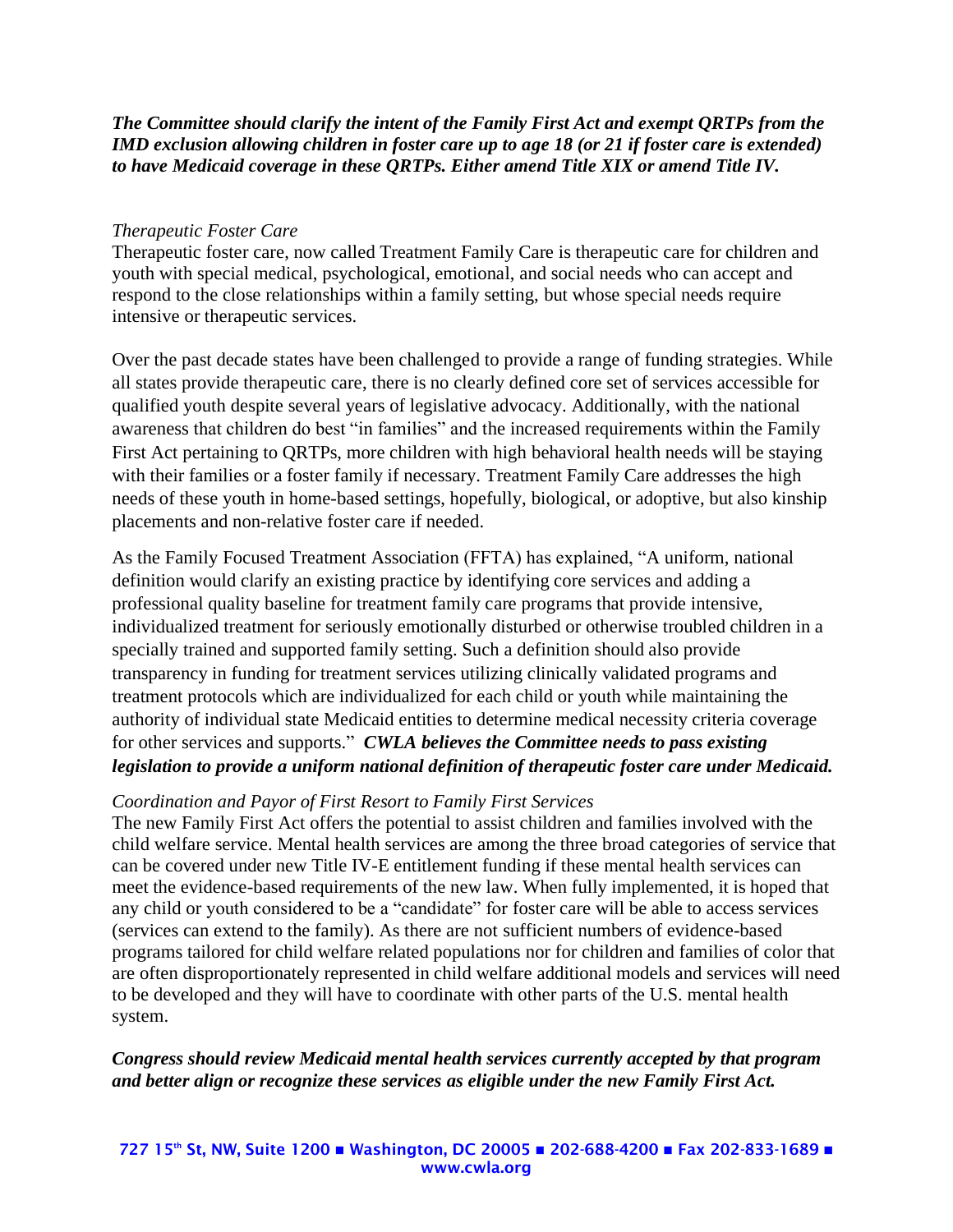***The Committee should clarify the intent of the Family First Act and exempt QRTPs from the IMD exclusion allowing children in foster care up to age 18 (or 21 if foster care is extended) to have Medicaid coverage in these QRTPs. Either amend Title XIX or amend Title IV.***

*Therapeutic Foster Care*

Therapeutic foster care, now called Treatment Family Care is therapeutic care for children and youth with special medical, psychological, emotional, and social needs who can accept and respond to the close relationships within a family setting, but whose special needs require intensive or therapeutic services.

Over the past decade states have been challenged to provide a range of funding strategies. While all states provide therapeutic care, there is no clearly defined core set of services accessible for qualified youth despite several years of legislative advocacy. Additionally, with the national awareness that children do best "in families" and the increased requirements within the Family First Act pertaining to QRTPs, more children with high behavioral health needs will be staying with their families or a foster family if necessary. Treatment Family Care addresses the high needs of these youth in home-based settings, hopefully, biological, or adoptive, but also kinship placements and non-relative foster care if needed.

As the Family Focused Treatment Association (FFTA) has explained, "A uniform, national definition would clarify an existing practice by identifying core services and adding a professional quality baseline for treatment family care programs that provide intensive, individualized treatment for seriously emotionally disturbed or otherwise troubled children in a specially trained and supported family setting. Such a definition should also provide transparency in funding for treatment services utilizing clinically validated programs and treatment protocols which are individualized for each child or youth while maintaining the authority of individual state Medicaid entities to determine medical necessity criteria coverage for other services and supports." ***CWLA believes the Committee needs to pass existing legislation to provide a uniform national definition of therapeutic foster care under Medicaid.***

*Coordination and Payor of First Resort to Family First Services*

The new Family First Act offers the potential to assist children and families involved with the child welfare service. Mental health services are among the three broad categories of service that can be covered under new Title IV-E entitlement funding if these mental health services can meet the evidence-based requirements of the new law. When fully implemented, it is hoped that any child or youth considered to be a "candidate" for foster care will be able to access services (services can extend to the family). As there are not sufficient numbers of evidence-based programs tailored for child welfare related populations nor for children and families of color that are often disproportionately represented in child welfare additional models and services will need to be developed and they will have to coordinate with other parts of the U.S. mental health system.

***Congress should review Medicaid mental health services currently accepted by that program and better align or recognize these services as eligible under the new Family First Act.***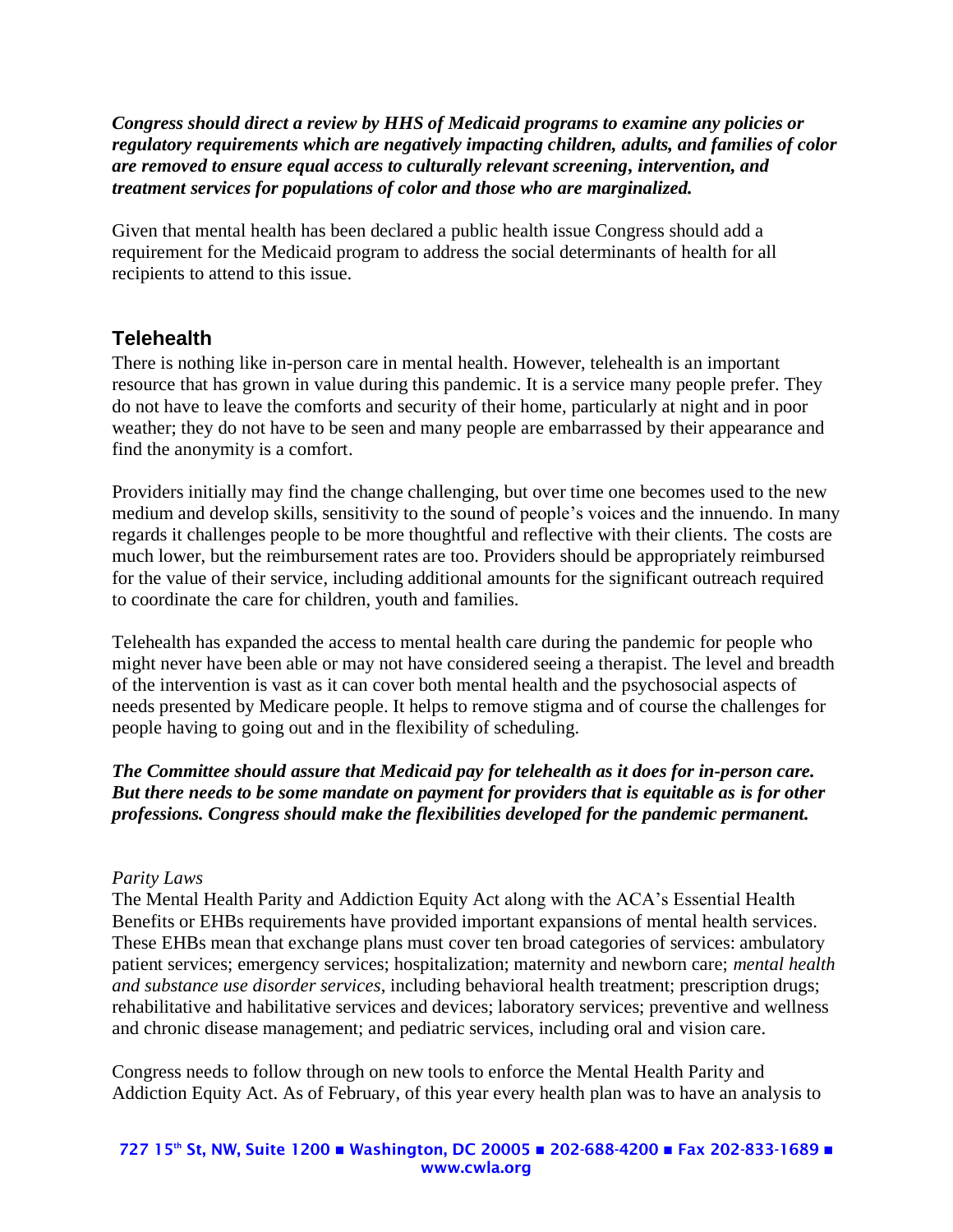***Congress should direct a review by HHS of Medicaid programs to examine any policies or regulatory requirements which are negatively impacting children, adults, and families of color are removed to ensure equal access to culturally relevant screening, intervention, and treatment services for populations of color and those who are marginalized.***

Given that mental health has been declared a public health issue Congress should add a requirement for the Medicaid program to address the social determinants of health for all recipients to attend to this issue.

## Telehealth

There is nothing like in-person care in mental health. However, telehealth is an important resource that has grown in value during this pandemic. It is a service many people prefer. They do not have to leave the comforts and security of their home, particularly at night and in poor weather; they do not have to be seen and many people are embarrassed by their appearance and find the anonymity is a comfort.

Providers initially may find the change challenging, but over time one becomes used to the new medium and develop skills, sensitivity to the sound of people's voices and the innuendo. In many regards it challenges people to be more thoughtful and reflective with their clients. The costs are much lower, but the reimbursement rates are too. Providers should be appropriately reimbursed for the value of their service, including additional amounts for the significant outreach required to coordinate the care for children, youth and families.

Telehealth has expanded the access to mental health care during the pandemic for people who might never have been able or may not have considered seeing a therapist. The level and breadth of the intervention is vast as it can cover both mental health and the psychosocial aspects of needs presented by Medicare people. It helps to remove stigma and of course the challenges for people having to going out and in the flexibility of scheduling.

***The Committee should assure that Medicaid pay for telehealth as it does for in-person care. But there needs to be some mandate on payment for providers that is equitable as is for other professions. Congress should make the flexibilities developed for the pandemic permanent.***

*Parity Laws*

The Mental Health Parity and Addiction Equity Act along with the ACA's Essential Health Benefits or EHBs requirements have provided important expansions of mental health services. These EHBs mean that exchange plans must cover ten broad categories of services: ambulatory patient services; emergency services; hospitalization; maternity and newborn care; *mental health and substance use disorder services*, including behavioral health treatment; prescription drugs; rehabilitative and habilitative services and devices; laboratory services; preventive and wellness and chronic disease management; and pediatric services, including oral and vision care.

Congress needs to follow through on new tools to enforce the Mental Health Parity and Addiction Equity Act. As of February, of this year every health plan was to have an analysis to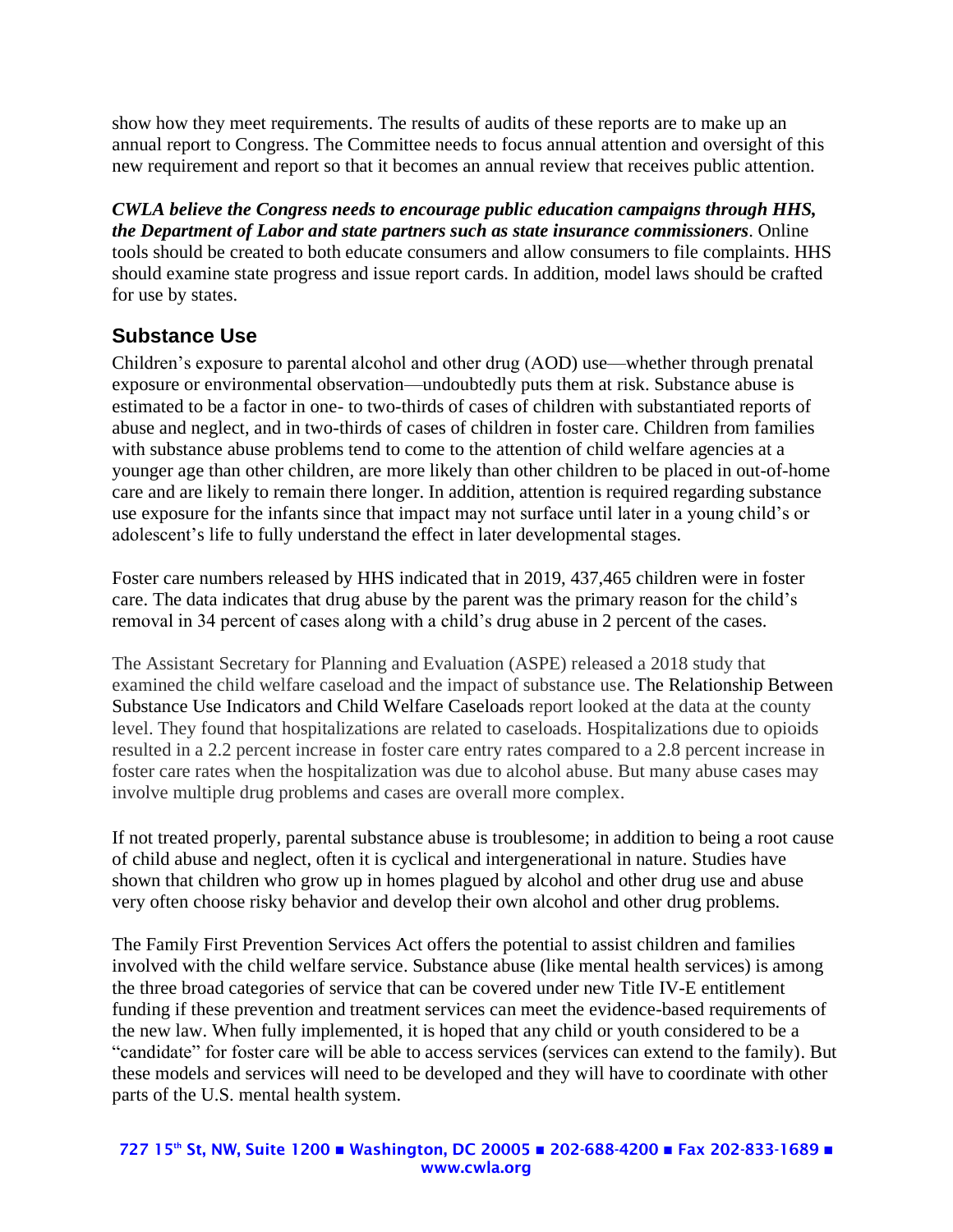show how they meet requirements. The results of audits of these reports are to make up an annual report to Congress. The Committee needs to focus annual attention and oversight of this new requirement and report so that it becomes an annual review that receives public attention.

***CWLA believe the Congress needs to encourage public education campaigns through HHS, the Department of Labor and state partners such as state insurance commissioners***. Online tools should be created to both educate consumers and allow consumers to file complaints. HHS should examine state progress and issue report cards. In addition, model laws should be crafted for use by states.

## Substance Use

Children's exposure to parental alcohol and other drug (AOD) use—whether through prenatal exposure or environmental observation—undoubtedly puts them at risk. Substance abuse is estimated to be a factor in one- to two-thirds of cases of children with substantiated reports of abuse and neglect, and in two-thirds of cases of children in foster care. Children from families with substance abuse problems tend to come to the attention of child welfare agencies at a younger age than other children, are more likely than other children to be placed in out-of-home care and are likely to remain there longer. In addition, attention is required regarding substance use exposure for the infants since that impact may not surface until later in a young child's or adolescent's life to fully understand the effect in later developmental stages.

Foster care numbers released by HHS indicated that in 2019, 437,465 children were in foster care. The data indicates that drug abuse by the parent was the primary reason for the child's removal in 34 percent of cases along with a child's drug abuse in 2 percent of the cases.

The Assistant Secretary for Planning and Evaluation (ASPE) released a 2018 study that examined the child welfare caseload and the impact of substance use. The Relationship Between Substance Use Indicators and Child Welfare Caseloads report looked at the data at the county level. They found that hospitalizations are related to caseloads. Hospitalizations due to opioids resulted in a 2.2 percent increase in foster care entry rates compared to a 2.8 percent increase in foster care rates when the hospitalization was due to alcohol abuse. But many abuse cases may involve multiple drug problems and cases are overall more complex.

If not treated properly, parental substance abuse is troublesome; in addition to being a root cause of child abuse and neglect, often it is cyclical and intergenerational in nature. Studies have shown that children who grow up in homes plagued by alcohol and other drug use and abuse very often choose risky behavior and develop their own alcohol and other drug problems.

The Family First Prevention Services Act offers the potential to assist children and families involved with the child welfare service. Substance abuse (like mental health services) is among the three broad categories of service that can be covered under new Title IV-E entitlement funding if these prevention and treatment services can meet the evidence-based requirements of the new law. When fully implemented, it is hoped that any child or youth considered to be a "candidate" for foster care will be able to access services (services can extend to the family). But these models and services will need to be developed and they will have to coordinate with other parts of the U.S. mental health system.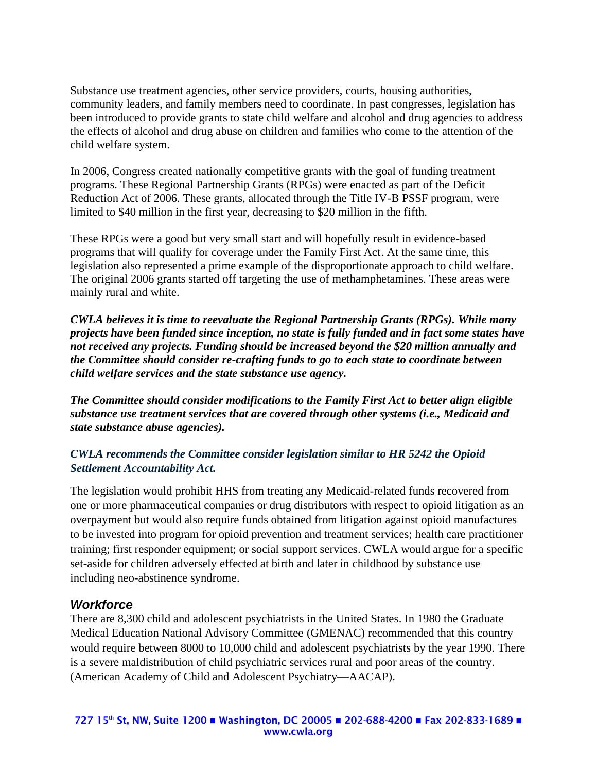Substance use treatment agencies, other service providers, courts, housing authorities, community leaders, and family members need to coordinate. In past congresses, legislation has been introduced to provide grants to state child welfare and alcohol and drug agencies to address the effects of alcohol and drug abuse on children and families who come to the attention of the child welfare system.

In 2006, Congress created nationally competitive grants with the goal of funding treatment programs. These Regional Partnership Grants (RPGs) were enacted as part of the Deficit Reduction Act of 2006. These grants, allocated through the Title IV-B PSSF program, were limited to $40 million in the first year, decreasing to $20 million in the fifth.

These RPGs were a good but very small start and will hopefully result in evidence-based programs that will qualify for coverage under the Family First Act. At the same time, this legislation also represented a prime example of the disproportionate approach to child welfare. The original 2006 grants started off targeting the use of methamphetamines. These areas were mainly rural and white.

***CWLA believes it is time to reevaluate the Regional Partnership Grants (RPGs). While many projects have been funded since inception, no state is fully funded and in fact some states have not received any projects. Funding should be increased beyond the $20 million annually and the Committee should consider re-crafting funds to go to each state to coordinate between child welfare services and the state substance use agency.***

***The Committee should consider modifications to the Family First Act to better align eligible substance use treatment services that are covered through other systems (i.e., Medicaid and state substance abuse agencies).***

***CWLA recommends the Committee consider legislation similar to HR 5242 the Opioid Settlement Accountability Act.***

The legislation would prohibit HHS from treating any Medicaid-related funds recovered from one or more pharmaceutical companies or drug distributors with respect to opioid litigation as an overpayment but would also require funds obtained from litigation against opioid manufactures to be invested into program for opioid prevention and treatment services; health care practitioner training; first responder equipment; or social support services. CWLA would argue for a specific set-aside for children adversely effected at birth and later in childhood by substance use including neo-abstinence syndrome.

### *Workforce*

There are 8,300 child and adolescent psychiatrists in the United States. In 1980 the Graduate Medical Education National Advisory Committee (GMENAC) recommended that this country would require between 8000 to 10,000 child and adolescent psychiatrists by the year 1990. There is a severe maldistribution of child psychiatric services rural and poor areas of the country. (American Academy of Child and Adolescent Psychiatry—AACAP).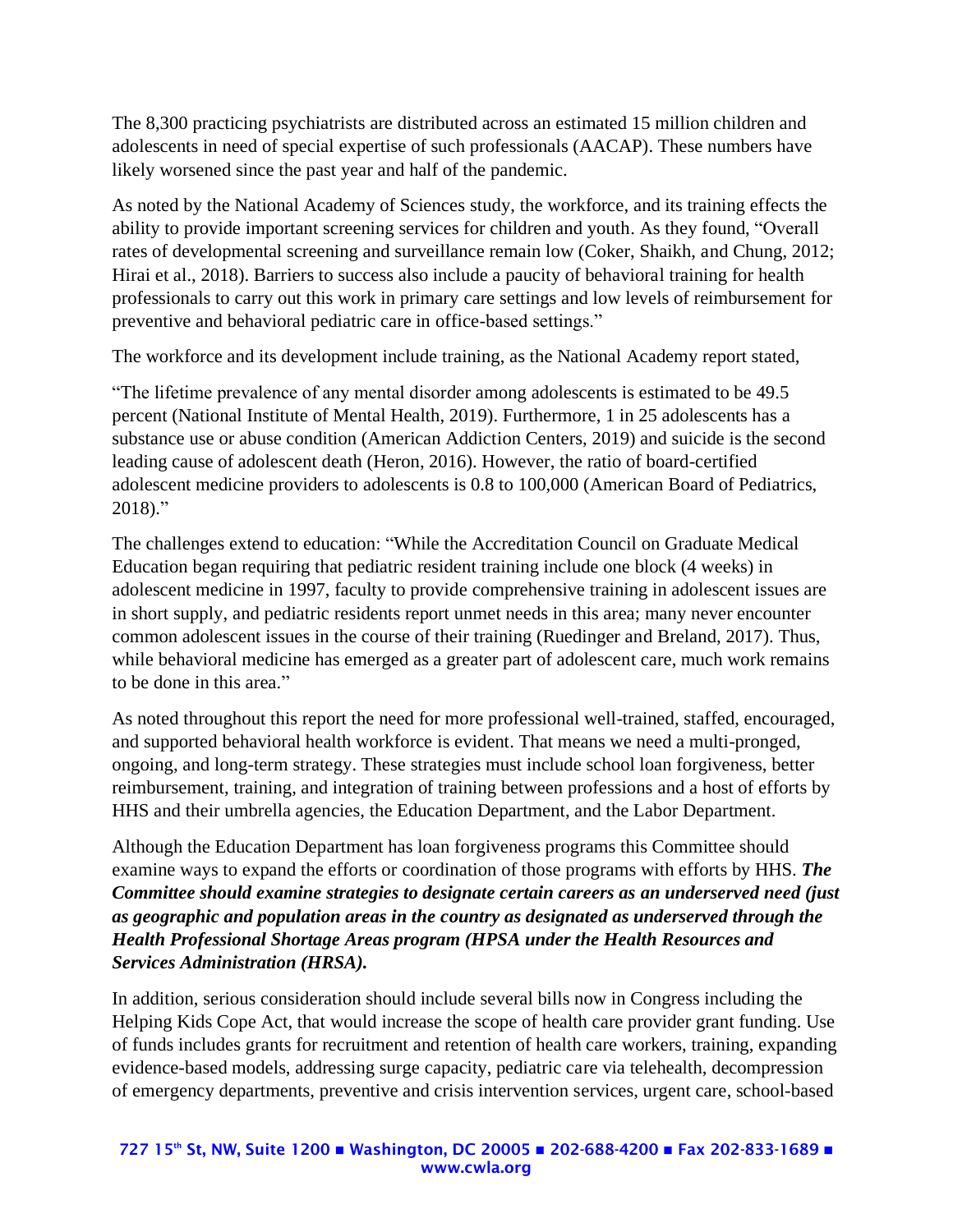The 8,300 practicing psychiatrists are distributed across an estimated 15 million children and adolescents in need of special expertise of such professionals (AACAP). These numbers have likely worsened since the past year and half of the pandemic.

As noted by the National Academy of Sciences study, the workforce, and its training effects the ability to provide important screening services for children and youth. As they found, "Overall rates of developmental screening and surveillance remain low (Coker, Shaikh, and Chung, 2012; Hirai et al., 2018). Barriers to success also include a paucity of behavioral training for health professionals to carry out this work in primary care settings and low levels of reimbursement for preventive and behavioral pediatric care in office-based settings."

The workforce and its development include training, as the National Academy report stated,

"The lifetime prevalence of any mental disorder among adolescents is estimated to be 49.5 percent (National Institute of Mental Health, 2019). Furthermore, 1 in 25 adolescents has a substance use or abuse condition (American Addiction Centers, 2019) and suicide is the second leading cause of adolescent death (Heron, 2016). However, the ratio of board-certified adolescent medicine providers to adolescents is 0.8 to 100,000 (American Board of Pediatrics, 2018)."

The challenges extend to education: "While the Accreditation Council on Graduate Medical Education began requiring that pediatric resident training include one block (4 weeks) in adolescent medicine in 1997, faculty to provide comprehensive training in adolescent issues are in short supply, and pediatric residents report unmet needs in this area; many never encounter common adolescent issues in the course of their training (Ruedinger and Breland, 2017). Thus, while behavioral medicine has emerged as a greater part of adolescent care, much work remains to be done in this area."

As noted throughout this report the need for more professional well-trained, staffed, encouraged, and supported behavioral health workforce is evident. That means we need a multi-pronged, ongoing, and long-term strategy. These strategies must include school loan forgiveness, better reimbursement, training, and integration of training between professions and a host of efforts by HHS and their umbrella agencies, the Education Department, and the Labor Department.

Although the Education Department has loan forgiveness programs this Committee should examine ways to expand the efforts or coordination of those programs with efforts by HHS. ***The Committee should examine strategies to designate certain careers as an underserved need (just as geographic and population areas in the country as designated as underserved through the Health Professional Shortage Areas program (HPSA under the Health Resources and Services Administration (HRSA).***

In addition, serious consideration should include several bills now in Congress including the Helping Kids Cope Act, that would increase the scope of health care provider grant funding. Use of funds includes grants for recruitment and retention of health care workers, training, expanding evidence-based models, addressing surge capacity, pediatric care via telehealth, decompression of emergency departments, preventive and crisis intervention services, urgent care, school-based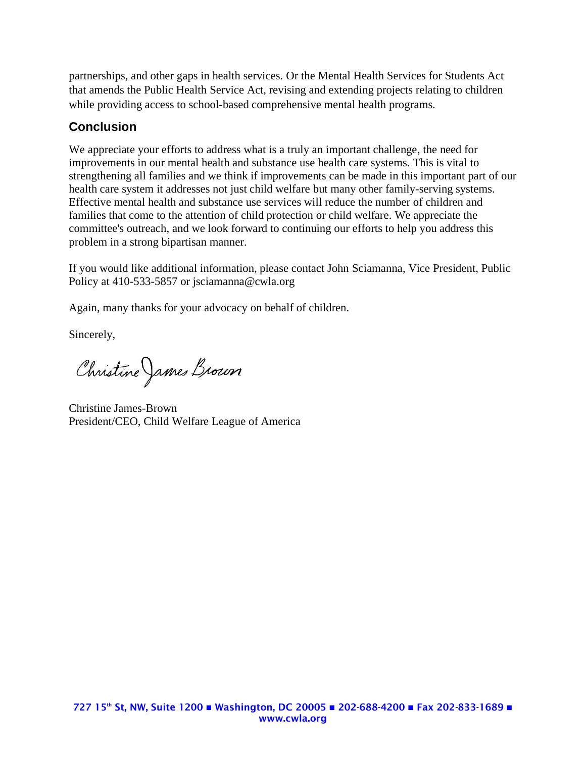partnerships, and other gaps in health services. Or the Mental Health Services for Students Act that amends the Public Health Service Act, revising and extending projects relating to children while providing access to school-based comprehensive mental health programs.

## Conclusion

We appreciate your efforts to address what is a truly an important challenge, the need for improvements in our mental health and substance use health care systems. This is vital to strengthening all families and we think if improvements can be made in this important part of our health care system it addresses not just child welfare but many other family-serving systems. Effective mental health and substance use services will reduce the number of children and families that come to the attention of child protection or child welfare. We appreciate the committee's outreach, and we look forward to continuing our efforts to help you address this problem in a strong bipartisan manner.

If you would like additional information, please contact John Sciamanna, Vice President, Public Policy at 410-533-5857 or jsciamanna@cwla.org

Again, many thanks for your advocacy on behalf of children.

Sincerely,

Christine James Brown

Christine James-Brown
President/CEO, Child Welfare League of America

727 15th St, NW, Suite 1200 ■ Washington, DC 20005 ■ 202-688-4200 ■ Fax 202-833-1689 ■ www.cwla.org